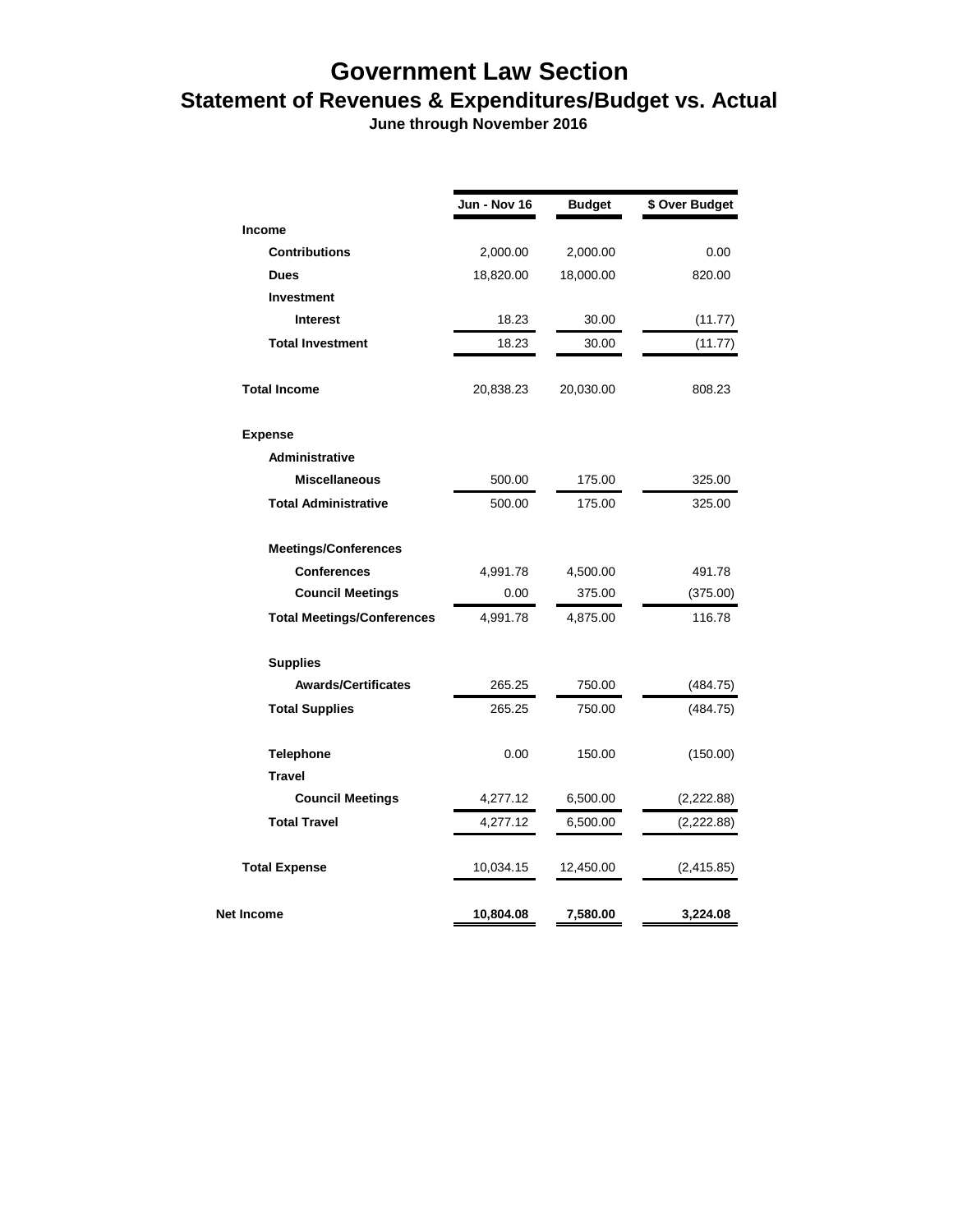# Government Law Section

## Statement of Revenues & Expenditures/Budget vs. Actual

**June through November 2016**

| | Jun - Nov 16 | Budget | $ Over Budget |
|---|---|---|---|
| **Income** | | | |
| **Contributions** | 2,000.00 | 2,000.00 | 0.00 |
| **Dues** | 18,820.00 | 18,000.00 | 820.00 |
| **Investment** | | | |
| **Interest** | 18.23 | 30.00 | (11.77) |
| **Total Investment** | 18.23 | 30.00 | (11.77) |
| **Total Income** | 20,838.23 | 20,030.00 | 808.23 |
| **Expense** | | | |
| **Administrative** | | | |
| **Miscellaneous** | 500.00 | 175.00 | 325.00 |
| **Total Administrative** | 500.00 | 175.00 | 325.00 |
| **Meetings/Conferences** | | | |
| **Conferences** | 4,991.78 | 4,500.00 | 491.78 |
| **Council Meetings** | 0.00 | 375.00 | (375.00) |
| **Total Meetings/Conferences** | 4,991.78 | 4,875.00 | 116.78 |
| **Supplies** | | | |
| **Awards/Certificates** | 265.25 | 750.00 | (484.75) |
| **Total Supplies** | 265.25 | 750.00 | (484.75) |
| **Telephone** | 0.00 | 150.00 | (150.00) |
| **Travel** | | | |
| **Council Meetings** | 4,277.12 | 6,500.00 | (2,222.88) |
| **Total Travel** | 4,277.12 | 6,500.00 | (2,222.88) |
| **Total Expense** | 10,034.15 | 12,450.00 | (2,415.85) |
| **Net Income** | **10,804.08** | **7,580.00** | **3,224.08** |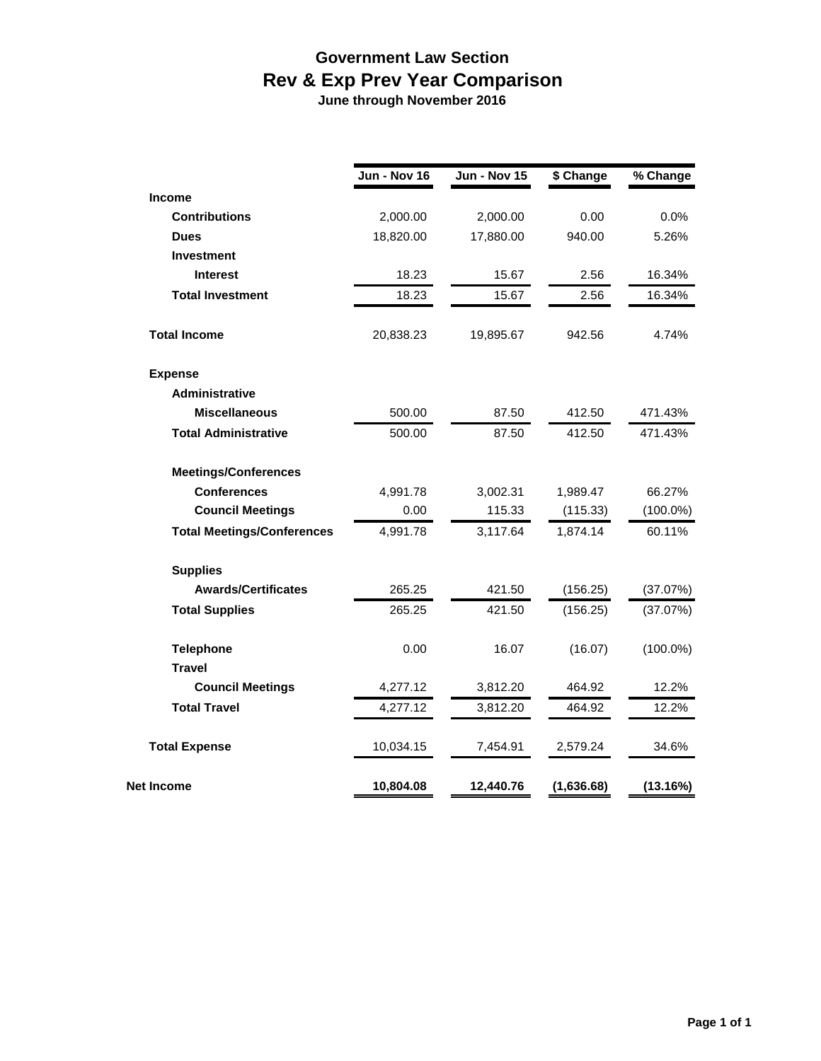# Government Law Section
## Rev & Exp Prev Year Comparison
**June through November 2016**

| | Jun - Nov 16 | Jun - Nov 15 | $ Change | % Change |
|---|---|---|---|---|
| **Income** | | | | |
| **Contributions** | 2,000.00 | 2,000.00 | 0.00 | 0.0% |
| **Dues** | 18,820.00 | 17,880.00 | 940.00 | 5.26% |
| **Investment** | | | | |
| **Interest** | 18.23 | 15.67 | 2.56 | 16.34% |
| **Total Investment** | 18.23 | 15.67 | 2.56 | 16.34% |
| **Total Income** | 20,838.23 | 19,895.67 | 942.56 | 4.74% |
| **Expense** | | | | |
| **Administrative** | | | | |
| **Miscellaneous** | 500.00 | 87.50 | 412.50 | 471.43% |
| **Total Administrative** | 500.00 | 87.50 | 412.50 | 471.43% |
| **Meetings/Conferences** | | | | |
| **Conferences** | 4,991.78 | 3,002.31 | 1,989.47 | 66.27% |
| **Council Meetings** | 0.00 | 115.33 | (115.33) | (100.0%) |
| **Total Meetings/Conferences** | 4,991.78 | 3,117.64 | 1,874.14 | 60.11% |
| **Supplies** | | | | |
| **Awards/Certificates** | 265.25 | 421.50 | (156.25) | (37.07%) |
| **Total Supplies** | 265.25 | 421.50 | (156.25) | (37.07%) |
| **Telephone** | 0.00 | 16.07 | (16.07) | (100.0%) |
| **Travel** | | | | |
| **Council Meetings** | 4,277.12 | 3,812.20 | 464.92 | 12.2% |
| **Total Travel** | 4,277.12 | 3,812.20 | 464.92 | 12.2% |
| **Total Expense** | 10,034.15 | 7,454.91 | 2,579.24 | 34.6% |
| **Net Income** | **10,804.08** | **12,440.76** | **(1,636.68)** | **(13.16%)** |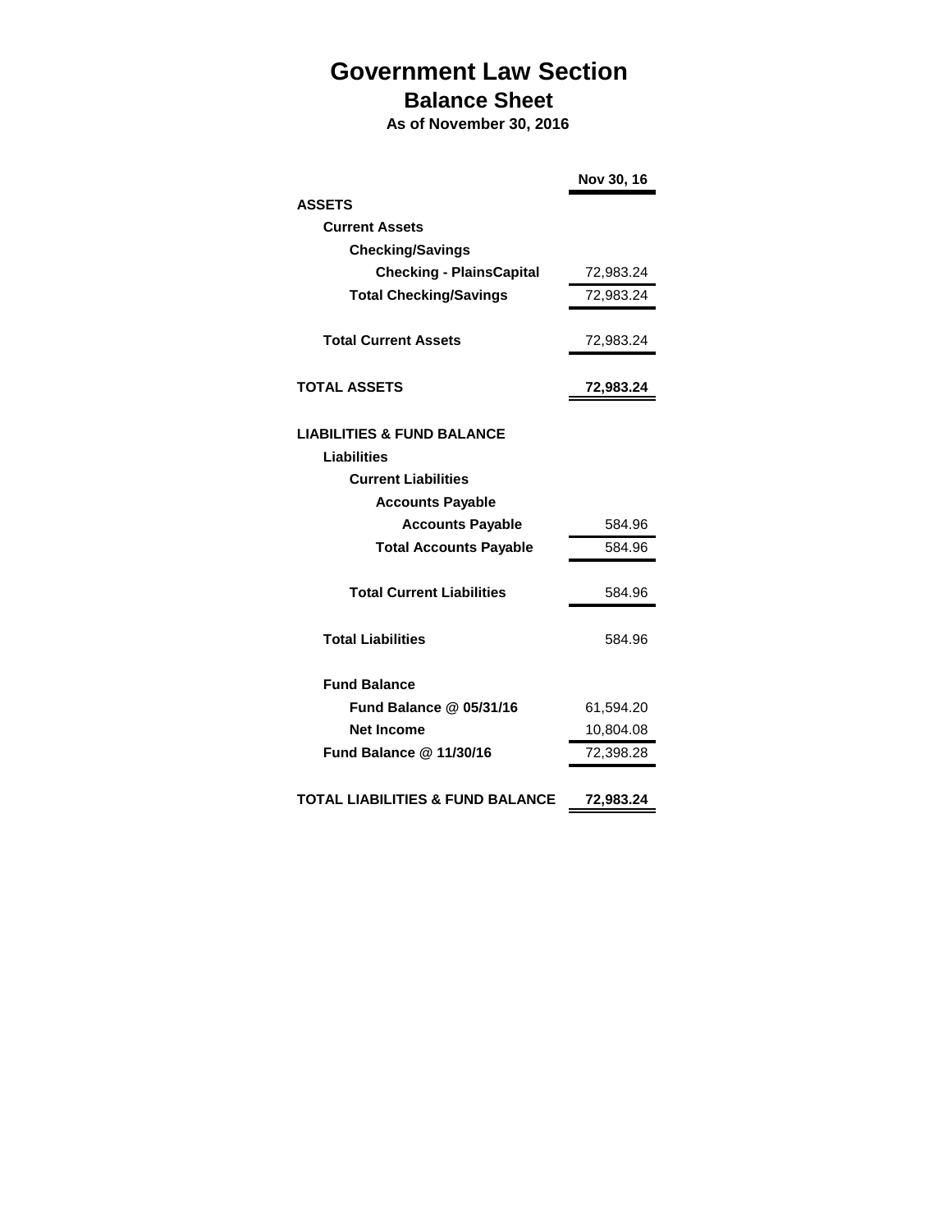# Government Law Section

## Balance Sheet

### As of November 30, 2016

| | Nov 30, 16 |
|---|---|
| **ASSETS** | |
| **Current Assets** | |
| **Checking/Savings** | |
| **Checking - PlainsCapital** | 72,983.24 |
| **Total Checking/Savings** | 72,983.24 |
| **Total Current Assets** | 72,983.24 |
| **TOTAL ASSETS** | **72,983.24** |
| **LIABILITIES & FUND BALANCE** | |
| **Liabilities** | |
| **Current Liabilities** | |
| **Accounts Payable** | |
| **Accounts Payable** | 584.96 |
| **Total Accounts Payable** | 584.96 |
| **Total Current Liabilities** | 584.96 |
| **Total Liabilities** | 584.96 |
| **Fund Balance** | |
| **Fund Balance @ 05/31/16** | 61,594.20 |
| **Net Income** | 10,804.08 |
| **Fund Balance @ 11/30/16** | 72,398.28 |
| **TOTAL LIABILITIES & FUND BALANCE** | **72,983.24** |